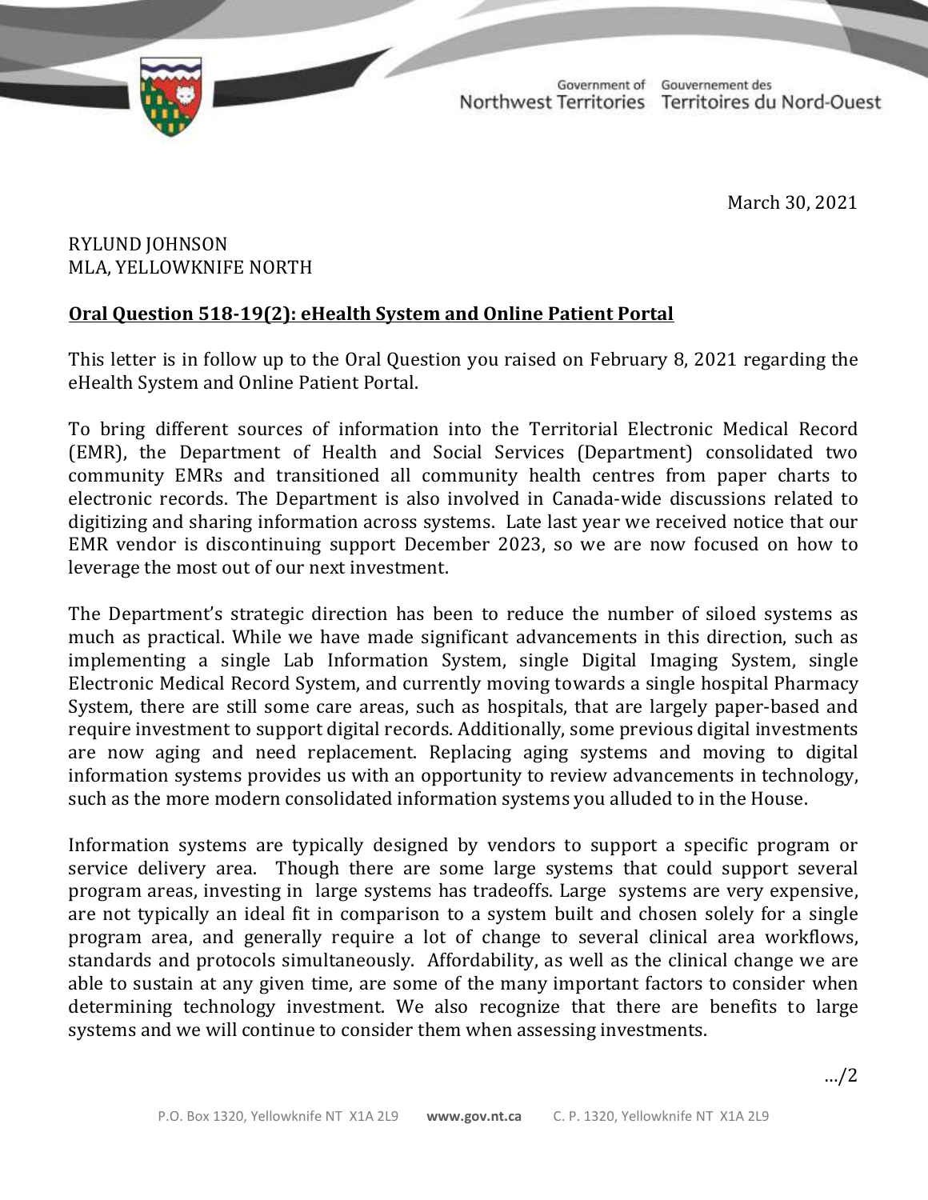Government of Northwest Territories | Gouvernement des Territoires du Nord-Ouest

March 30, 2021

RYLUND JOHNSON
MLA, YELLOWKNIFE NORTH

**Oral Question 518-19(2): eHealth System and Online Patient Portal**

This letter is in follow up to the Oral Question you raised on February 8, 2021 regarding the eHealth System and Online Patient Portal.

To bring different sources of information into the Territorial Electronic Medical Record (EMR), the Department of Health and Social Services (Department) consolidated two community EMRs and transitioned all community health centres from paper charts to electronic records. The Department is also involved in Canada-wide discussions related to digitizing and sharing information across systems. Late last year we received notice that our EMR vendor is discontinuing support December 2023, so we are now focused on how to leverage the most out of our next investment.

The Department's strategic direction has been to reduce the number of siloed systems as much as practical. While we have made significant advancements in this direction, such as implementing a single Lab Information System, single Digital Imaging System, single Electronic Medical Record System, and currently moving towards a single hospital Pharmacy System, there are still some care areas, such as hospitals, that are largely paper-based and require investment to support digital records. Additionally, some previous digital investments are now aging and need replacement. Replacing aging systems and moving to digital information systems provides us with an opportunity to review advancements in technology, such as the more modern consolidated information systems you alluded to in the House.

Information systems are typically designed by vendors to support a specific program or service delivery area. Though there are some large systems that could support several program areas, investing in large systems has tradeoffs. Large systems are very expensive, are not typically an ideal fit in comparison to a system built and chosen solely for a single program area, and generally require a lot of change to several clinical area workflows, standards and protocols simultaneously. Affordability, as well as the clinical change we are able to sustain at any given time, are some of the many important factors to consider when determining technology investment. We also recognize that there are benefits to large systems and we will continue to consider them when assessing investments.

…/2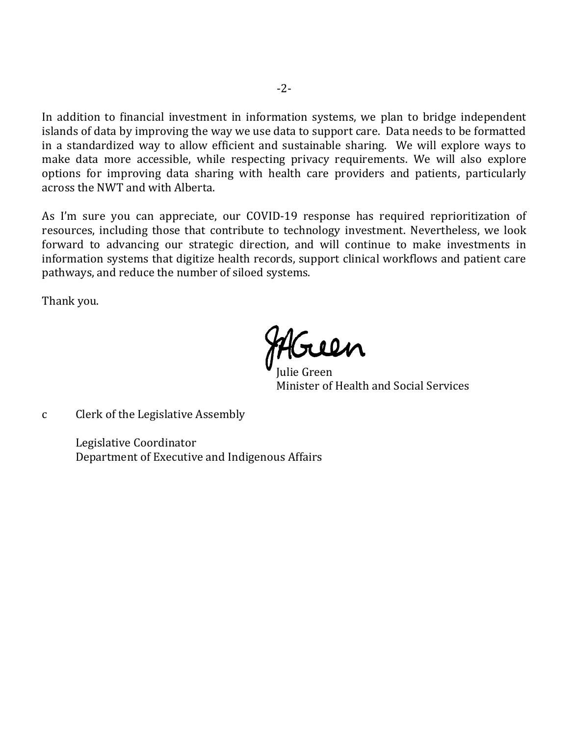In addition to financial investment in information systems, we plan to bridge independent islands of data by improving the way we use data to support care. Data needs to be formatted in a standardized way to allow efficient and sustainable sharing. We will explore ways to make data more accessible, while respecting privacy requirements. We will also explore options for improving data sharing with health care providers and patients, particularly across the NWT and with Alberta.

As I'm sure you can appreciate, our COVID-19 response has required reprioritization of resources, including those that contribute to technology investment. Nevertheless, we look forward to advancing our strategic direction, and will continue to make investments in information systems that digitize health records, support clinical workflows and patient care pathways, and reduce the number of siloed systems.

Thank you.

Julie Green
Minister of Health and Social Services

c Clerk of the Legislative Assembly

Legislative Coordinator
Department of Executive and Indigenous Affairs